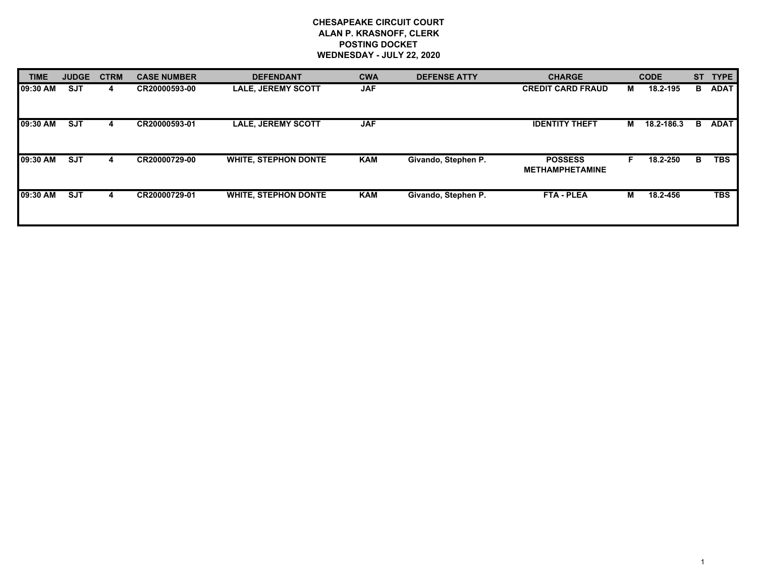**CHESAPEAKE CIRCUIT COURT**
**ALAN P. KRASNOFF, CLERK**
**POSTING DOCKET**
**WEDNESDAY - JULY 22, 2020**

| TIME | JUDGE | CTRM | CASE NUMBER | DEFENDANT | CWA | DEFENSE ATTY | CHARGE | | CODE | ST | TYPE |
|---|---|---|---|---|---|---|---|---|---|---|---|
| 09:30 AM | SJT | 4 | CR20000593-00 | LALE, JEREMY SCOTT | JAF | | CREDIT CARD FRAUD | M | 18.2-195 | B | ADAT |
| 09:30 AM | SJT | 4 | CR20000593-01 | LALE, JEREMY SCOTT | JAF | | IDENTITY THEFT | M | 18.2-186.3 | B | ADAT |
| 09:30 AM | SJT | 4 | CR20000729-00 | WHITE, STEPHON DONTE | KAM | Givando, Stephen P. | POSSESS METHAMPHETAMINE | F | 18.2-250 | B | TBS |
| 09:30 AM | SJT | 4 | CR20000729-01 | WHITE, STEPHON DONTE | KAM | Givando, Stephen P. | FTA - PLEA | M | 18.2-456 | | TBS |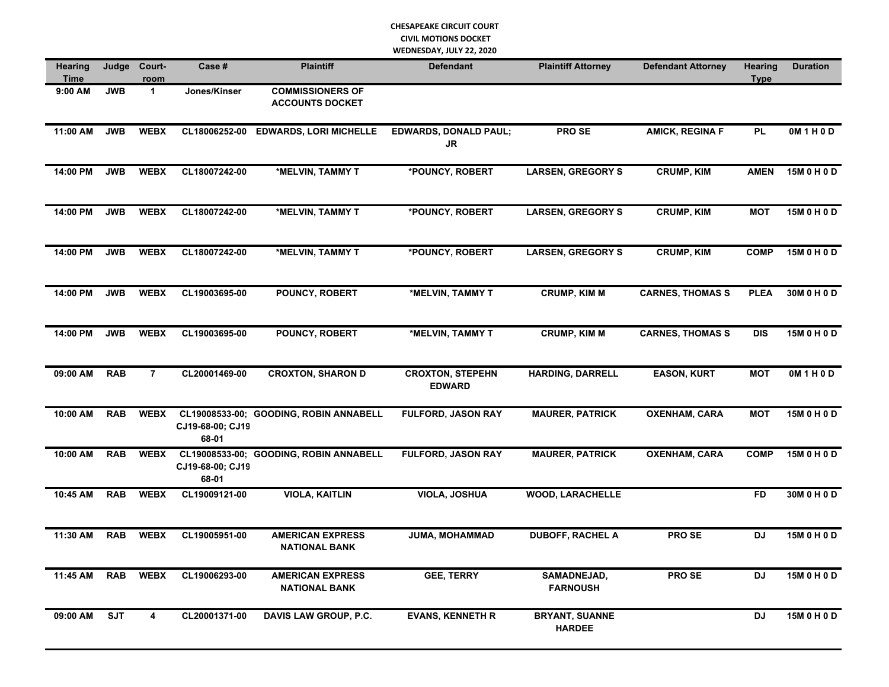**CHESAPEAKE CIRCUIT COURT**
**CIVIL MOTIONS DOCKET**
**WEDNESDAY, JULY 22, 2020**

| Hearing Time | Judge | Court-room | Case # | Plaintiff | Defendant | Plaintiff Attorney | Defendant Attorney | Hearing Type | Duration |
|---|---|---|---|---|---|---|---|---|---|
| 9:00 AM | JWB | 1 | Jones/Kinser | COMMISSIONERS OF ACCOUNTS DOCKET | | | | | |
| 11:00 AM | JWB | WEBX | CL18006252-00 | EDWARDS, LORI MICHELLE | EDWARDS, DONALD PAUL; JR | PRO SE | AMICK, REGINA F | PL | 0M 1 H 0 D |
| 14:00 PM | JWB | WEBX | CL18007242-00 | *MELVIN, TAMMY T | *POUNCY, ROBERT | LARSEN, GREGORY S | CRUMP, KIM | AMEN | 15M 0 H 0 D |
| 14:00 PM | JWB | WEBX | CL18007242-00 | *MELVIN, TAMMY T | *POUNCY, ROBERT | LARSEN, GREGORY S | CRUMP, KIM | MOT | 15M 0 H 0 D |
| 14:00 PM | JWB | WEBX | CL18007242-00 | *MELVIN, TAMMY T | *POUNCY, ROBERT | LARSEN, GREGORY S | CRUMP, KIM | COMP | 15M 0 H 0 D |
| 14:00 PM | JWB | WEBX | CL19003695-00 | POUNCY, ROBERT | *MELVIN, TAMMY T | CRUMP, KIM M | CARNES, THOMAS S | PLEA | 30M 0 H 0 D |
| 14:00 PM | JWB | WEBX | CL19003695-00 | POUNCY, ROBERT | *MELVIN, TAMMY T | CRUMP, KIM M | CARNES, THOMAS S | DIS | 15M 0 H 0 D |
| 09:00 AM | RAB | 7 | CL20001469-00 | CROXTON, SHARON D | CROXTON, STEPEHN EDWARD | HARDING, DARRELL | EASON, KURT | MOT | 0M 1 H 0 D |
| 10:00 AM | RAB | WEBX | CL19008533-00; CJ19-68-00; CJ19 68-01 | GOODING, ROBIN ANNABELL | FULFORD, JASON RAY | MAURER, PATRICK | OXENHAM, CARA | MOT | 15M 0 H 0 D |
| 10:00 AM | RAB | WEBX | CL19008533-00; CJ19-68-00; CJ19 68-01 | GOODING, ROBIN ANNABELL | FULFORD, JASON RAY | MAURER, PATRICK | OXENHAM, CARA | COMP | 15M 0 H 0 D |
| 10:45 AM | RAB | WEBX | CL19009121-00 | VIOLA, KAITLIN | VIOLA, JOSHUA | WOOD, LARACHELLE | | FD | 30M 0 H 0 D |
| 11:30 AM | RAB | WEBX | CL19005951-00 | AMERICAN EXPRESS NATIONAL BANK | JUMA, MOHAMMAD | DUBOFF, RACHEL A | PRO SE | DJ | 15M 0 H 0 D |
| 11:45 AM | RAB | WEBX | CL19006293-00 | AMERICAN EXPRESS NATIONAL BANK | GEE, TERRY | SAMADNEJAD, FARNOUSH | PRO SE | DJ | 15M 0 H 0 D |
| 09:00 AM | SJT | 4 | CL20001371-00 | DAVIS LAW GROUP, P.C. | EVANS, KENNETH R | BRYANT, SUANNE HARDEE | | DJ | 15M 0 H 0 D |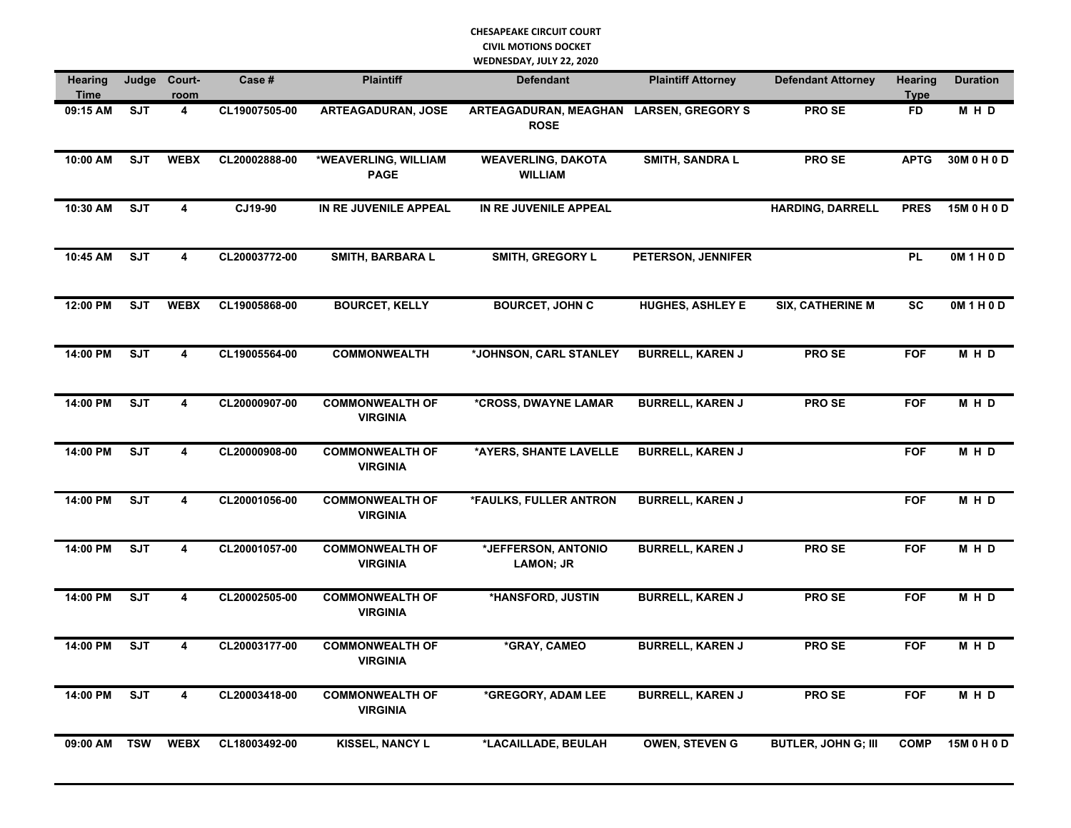**CHESAPEAKE CIRCUIT COURT**
**CIVIL MOTIONS DOCKET**
**WEDNESDAY, JULY 22, 2020**

| Hearing Time | Judge | Court-room | Case # | Plaintiff | Defendant | Plaintiff Attorney | Defendant Attorney | Hearing Type | Duration |
|---|---|---|---|---|---|---|---|---|---|
| 09:15 AM | SJT | 4 | CL19007505-00 | ARTEAGADURAN, JOSE | ARTEAGADURAN, MEAGHAN ROSE | LARSEN, GREGORY S | PRO SE | FD | M H D |
| 10:00 AM | SJT | WEBX | CL20002888-00 | *WEAVERLING, WILLIAM PAGE | WEAVERLING, DAKOTA WILLIAM | SMITH, SANDRA L | PRO SE | APTG | 30M 0 H 0 D |
| 10:30 AM | SJT | 4 | CJ19-90 | IN RE JUVENILE APPEAL | IN RE JUVENILE APPEAL | | HARDING, DARRELL | PRES | 15M 0 H 0 D |
| 10:45 AM | SJT | 4 | CL20003772-00 | SMITH, BARBARA L | SMITH, GREGORY L | PETERSON, JENNIFER | | PL | 0M 1 H 0 D |
| 12:00 PM | SJT | WEBX | CL19005868-00 | BOURCET, KELLY | BOURCET, JOHN C | HUGHES, ASHLEY E | SIX, CATHERINE M | SC | 0M 1 H 0 D |
| 14:00 PM | SJT | 4 | CL19005564-00 | COMMONWEALTH | *JOHNSON, CARL STANLEY | BURRELL, KAREN J | PRO SE | FOF | M H D |
| 14:00 PM | SJT | 4 | CL20000907-00 | COMMONWEALTH OF VIRGINIA | *CROSS, DWAYNE LAMAR | BURRELL, KAREN J | PRO SE | FOF | M H D |
| 14:00 PM | SJT | 4 | CL20000908-00 | COMMONWEALTH OF VIRGINIA | *AYERS, SHANTE LAVELLE | BURRELL, KAREN J | | FOF | M H D |
| 14:00 PM | SJT | 4 | CL20001056-00 | COMMONWEALTH OF VIRGINIA | *FAULKS, FULLER ANTRON | BURRELL, KAREN J | | FOF | M H D |
| 14:00 PM | SJT | 4 | CL20001057-00 | COMMONWEALTH OF VIRGINIA | *JEFFERSON, ANTONIO LAMON; JR | BURRELL, KAREN J | PRO SE | FOF | M H D |
| 14:00 PM | SJT | 4 | CL20002505-00 | COMMONWEALTH OF VIRGINIA | *HANSFORD, JUSTIN | BURRELL, KAREN J | PRO SE | FOF | M H D |
| 14:00 PM | SJT | 4 | CL20003177-00 | COMMONWEALTH OF VIRGINIA | *GRAY, CAMEO | BURRELL, KAREN J | PRO SE | FOF | M H D |
| 14:00 PM | SJT | 4 | CL20003418-00 | COMMONWEALTH OF VIRGINIA | *GREGORY, ADAM LEE | BURRELL, KAREN J | PRO SE | FOF | M H D |
| 09:00 AM | TSW | WEBX | CL18003492-00 | KISSEL, NANCY L | *LACAILLADE, BEULAH | OWEN, STEVEN G | BUTLER, JOHN G; III | COMP | 15M 0 H 0 D |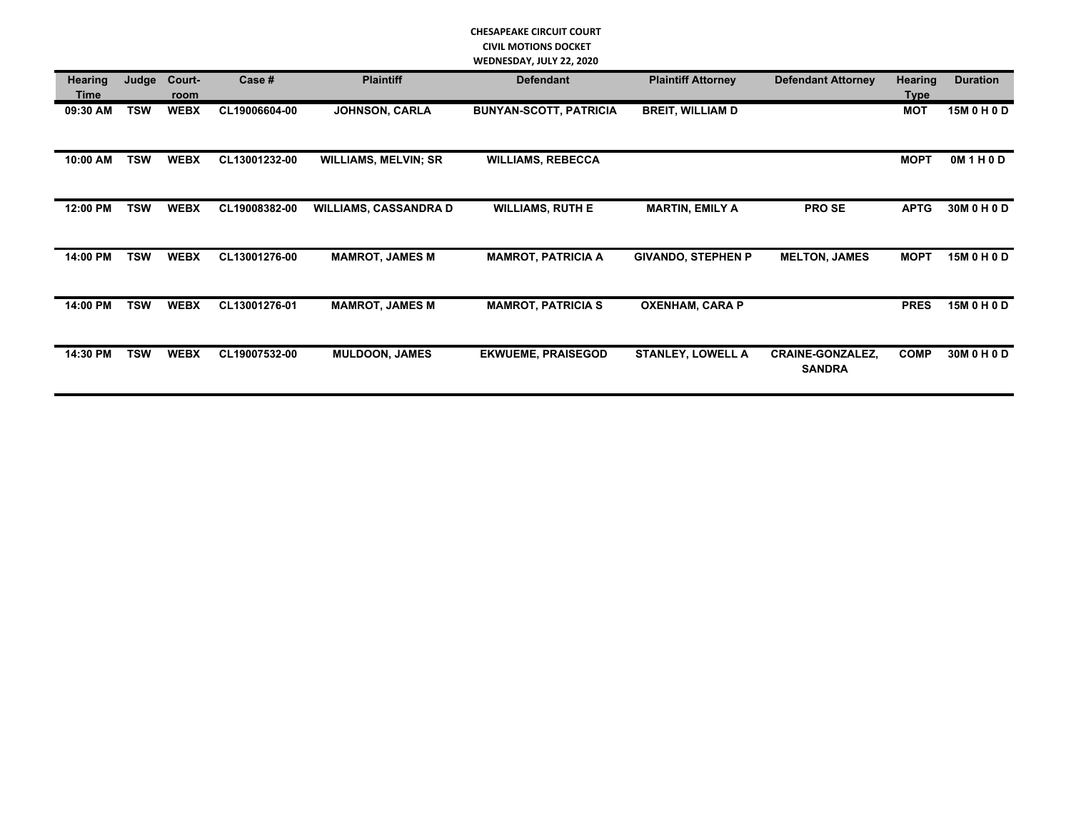**CHESAPEAKE CIRCUIT COURT**
**CIVIL MOTIONS DOCKET**
**WEDNESDAY, JULY 22, 2020**

| Hearing Time | Judge | Court-room | Case # | Plaintiff | Defendant | Plaintiff Attorney | Defendant Attorney | Hearing Type | Duration |
|---|---|---|---|---|---|---|---|---|---|
| 09:30 AM | TSW | WEBX | CL19006604-00 | JOHNSON, CARLA | BUNYAN-SCOTT, PATRICIA | BREIT, WILLIAM D | | MOT | 15M 0 H 0 D |
| 10:00 AM | TSW | WEBX | CL13001232-00 | WILLIAMS, MELVIN; SR | WILLIAMS, REBECCA | | | MOPT | 0M 1 H 0 D |
| 12:00 PM | TSW | WEBX | CL19008382-00 | WILLIAMS, CASSANDRA D | WILLIAMS, RUTH E | MARTIN, EMILY A | PRO SE | APTG | 30M 0 H 0 D |
| 14:00 PM | TSW | WEBX | CL13001276-00 | MAMROT, JAMES M | MAMROT, PATRICIA A | GIVANDO, STEPHEN P | MELTON, JAMES | MOPT | 15M 0 H 0 D |
| 14:00 PM | TSW | WEBX | CL13001276-01 | MAMROT, JAMES M | MAMROT, PATRICIA S | OXENHAM, CARA P | | PRES | 15M 0 H 0 D |
| 14:30 PM | TSW | WEBX | CL19007532-00 | MULDOON, JAMES | EKWUEME, PRAISEGOD | STANLEY, LOWELL A | CRAINE-GONZALEZ, SANDRA | COMP | 30M 0 H 0 D |